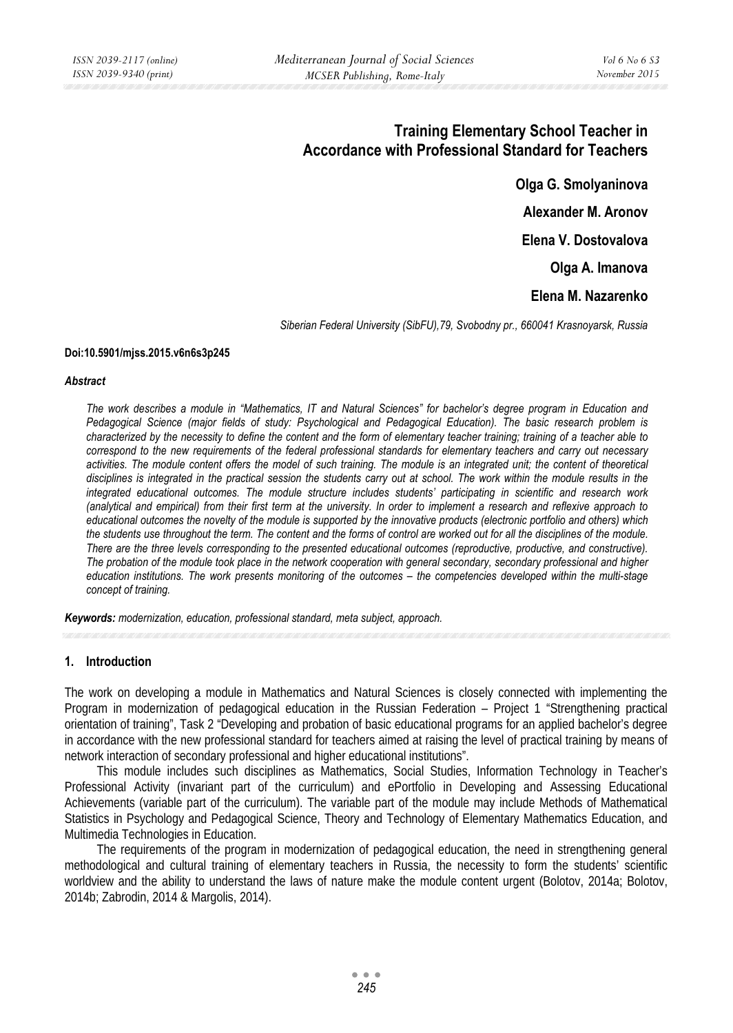# Training Elementary School Teacher in Accordance with Professional Standard for Teachers

**Olga G. Smolyaninova**

**Alexander M. Aronov**

**Elena V. Dostovalova**

**Olga A. Imanova**

**Elena M. Nazarenko**

*Siberian Federal University (SibFU),79, Svobodny pr., 660041 Krasnoyarsk, Russia*

**Doi:10.5901/mjss.2015.v6n6s3p245**

***Abstract***

*The work describes a module in "Mathematics, IT and Natural Sciences" for bachelor's degree program in Education and Pedagogical Science (major fields of study: Psychological and Pedagogical Education). The basic research problem is characterized by the necessity to define the content and the form of elementary teacher training; training of a teacher able to correspond to the new requirements of the federal professional standards for elementary teachers and carry out necessary activities. The module content offers the model of such training. The module is an integrated unit; the content of theoretical disciplines is integrated in the practical session the students carry out at school. The work within the module results in the integrated educational outcomes. The module structure includes students' participating in scientific and research work (analytical and empirical) from their first term at the university. In order to implement a research and reflexive approach to educational outcomes the novelty of the module is supported by the innovative products (electronic portfolio and others) which the students use throughout the term. The content and the forms of control are worked out for all the disciplines of the module. There are the three levels corresponding to the presented educational outcomes (reproductive, productive, and constructive). The probation of the module took place in the network cooperation with general secondary, secondary professional and higher education institutions. The work presents monitoring of the outcomes – the competencies developed within the multi-stage concept of training.*

***Keywords:*** *modernization, education, professional standard, meta subject, approach.*

## 1. Introduction

The work on developing a module in Mathematics and Natural Sciences is closely connected with implementing the Program in modernization of pedagogical education in the Russian Federation – Project 1 "Strengthening practical orientation of training", Task 2 "Developing and probation of basic educational programs for an applied bachelor's degree in accordance with the new professional standard for teachers aimed at raising the level of practical training by means of network interaction of secondary professional and higher educational institutions".

This module includes such disciplines as Mathematics, Social Studies, Information Technology in Teacher's Professional Activity (invariant part of the curriculum) and ePortfolio in Developing and Assessing Educational Achievements (variable part of the curriculum). The variable part of the module may include Methods of Mathematical Statistics in Psychology and Pedagogical Science, Theory and Technology of Elementary Mathematics Education, and Multimedia Technologies in Education.

The requirements of the program in modernization of pedagogical education, the need in strengthening general methodological and cultural training of elementary teachers in Russia, the necessity to form the students' scientific worldview and the ability to understand the laws of nature make the module content urgent (Bolotov, 2014a; Bolotov, 2014b; Zabrodin, 2014 & Margolis, 2014).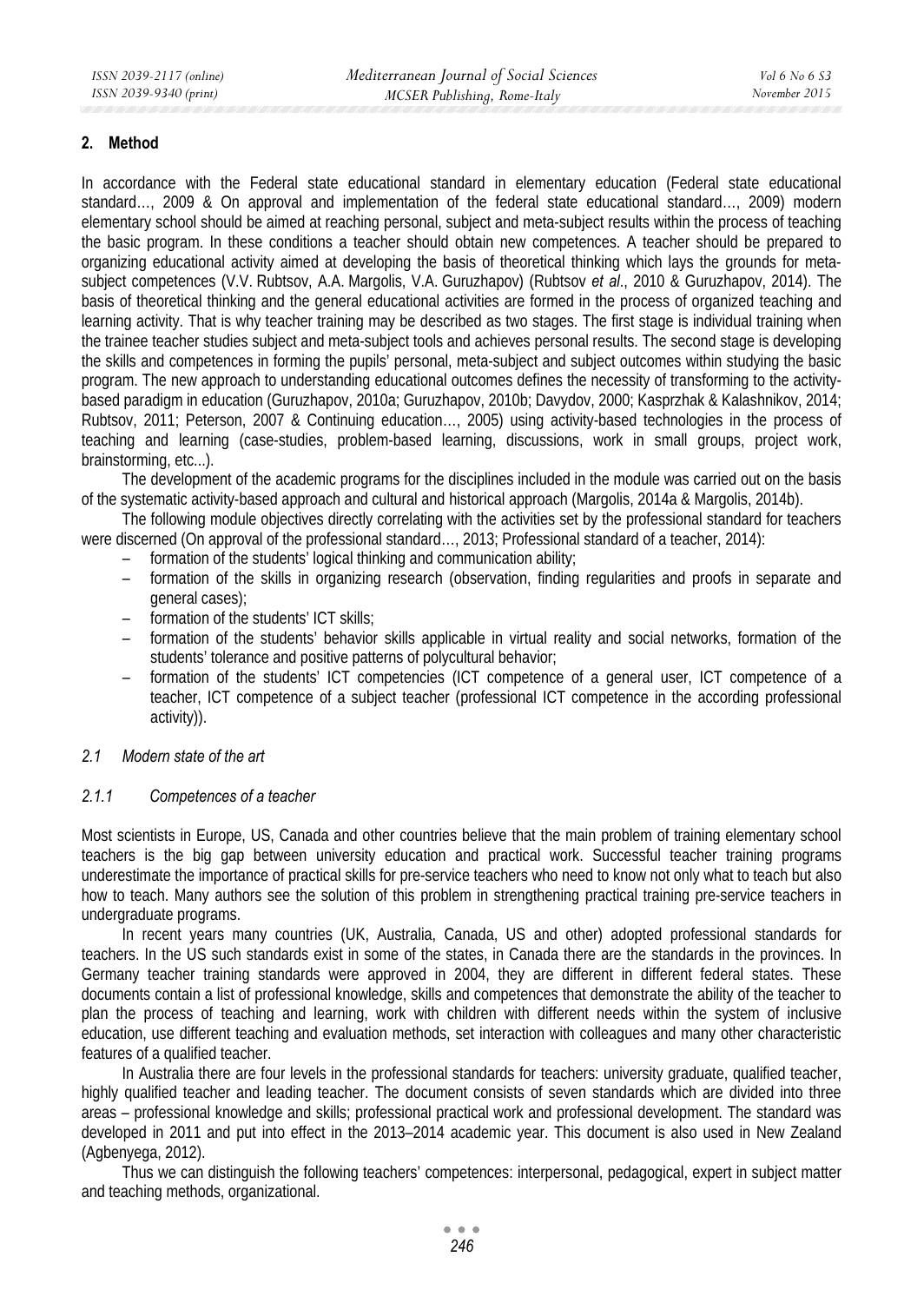## 2. Method

In accordance with the Federal state educational standard in elementary education (Federal state educational standard…, 2009 & On approval and implementation of the federal state educational standard…, 2009) modern elementary school should be aimed at reaching personal, subject and meta-subject results within the process of teaching the basic program. In these conditions a teacher should obtain new competences. A teacher should be prepared to organizing educational activity aimed at developing the basis of theoretical thinking which lays the grounds for meta-subject competences (V.V. Rubtsov, A.A. Margolis, V.A. Guruzhapov) (Rubtsov *et al*., 2010 & Guruzhapov, 2014). The basis of theoretical thinking and the general educational activities are formed in the process of organized teaching and learning activity. That is why teacher training may be described as two stages. The first stage is individual training when the trainee teacher studies subject and meta-subject tools and achieves personal results. The second stage is developing the skills and competences in forming the pupils' personal, meta-subject and subject outcomes within studying the basic program. The new approach to understanding educational outcomes defines the necessity of transforming to the activity-based paradigm in education (Guruzhapov, 2010a; Guruzhapov, 2010b; Davydov, 2000; Kasprzhak & Kalashnikov, 2014; Rubtsov, 2011; Peterson, 2007 & Continuing education…, 2005) using activity-based technologies in the process of teaching and learning (case-studies, problem-based learning, discussions, work in small groups, project work, brainstorming, etc...).

The development of the academic programs for the disciplines included in the module was carried out on the basis of the systematic activity-based approach and cultural and historical approach (Margolis, 2014a & Margolis, 2014b).

The following module objectives directly correlating with the activities set by the professional standard for teachers were discerned (On approval of the professional standard…, 2013; Professional standard of a teacher, 2014):

- formation of the students' logical thinking and communication ability;
- formation of the skills in organizing research (observation, finding regularities and proofs in separate and general cases);
- formation of the students' ICT skills;
- formation of the students' behavior skills applicable in virtual reality and social networks, formation of the students' tolerance and positive patterns of polycultural behavior;
- formation of the students' ICT competencies (ICT competence of a general user, ICT competence of a teacher, ICT competence of a subject teacher (professional ICT competence in the according professional activity)).

### *2.1 Modern state of the art*

#### *2.1.1 Competences of a teacher*

Most scientists in Europe, US, Canada and other countries believe that the main problem of training elementary school teachers is the big gap between university education and practical work. Successful teacher training programs underestimate the importance of practical skills for pre-service teachers who need to know not only what to teach but also how to teach. Many authors see the solution of this problem in strengthening practical training pre-service teachers in undergraduate programs.

In recent years many countries (UK, Australia, Canada, US and other) adopted professional standards for teachers. In the US such standards exist in some of the states, in Canada there are the standards in the provinces. In Germany teacher training standards were approved in 2004, they are different in different federal states. These documents contain a list of professional knowledge, skills and competences that demonstrate the ability of the teacher to plan the process of teaching and learning, work with children with different needs within the system of inclusive education, use different teaching and evaluation methods, set interaction with colleagues and many other characteristic features of a qualified teacher.

In Australia there are four levels in the professional standards for teachers: university graduate, qualified teacher, highly qualified teacher and leading teacher. The document consists of seven standards which are divided into three areas – professional knowledge and skills; professional practical work and professional development. The standard was developed in 2011 and put into effect in the 2013–2014 academic year. This document is also used in New Zealand (Agbenyega, 2012).

Thus we can distinguish the following teachers' competences: interpersonal, pedagogical, expert in subject matter and teaching methods, organizational.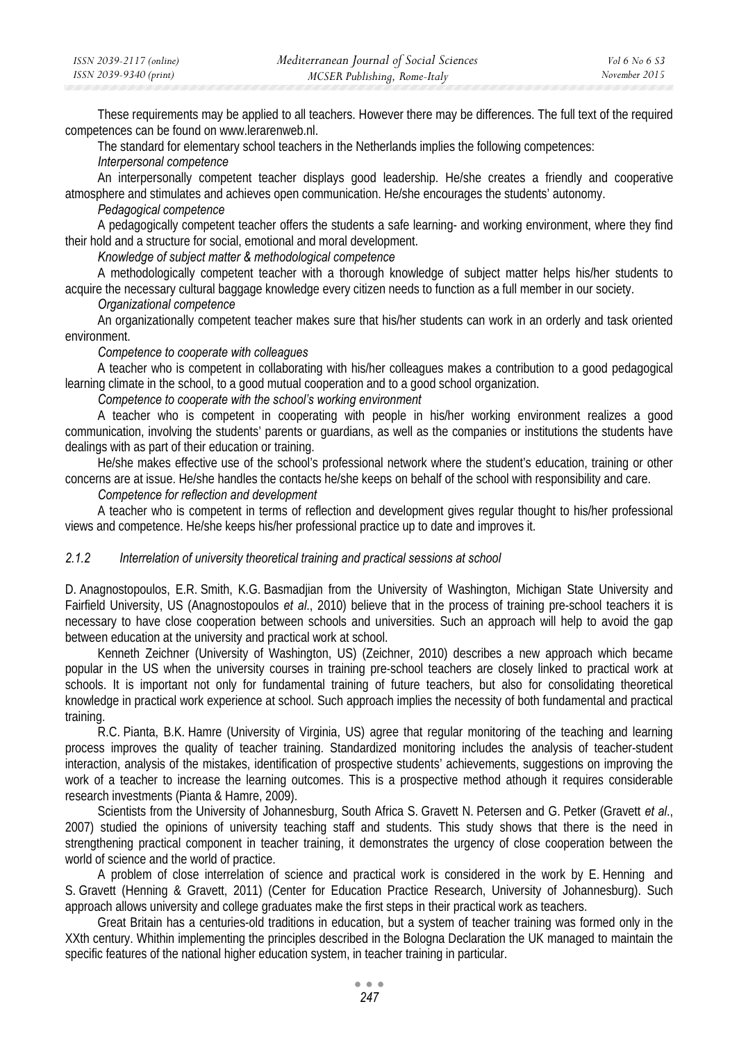These requirements may be applied to all teachers. However there may be differences. The full text of the required competences can be found on www.lerarenweb.nl.

The standard for elementary school teachers in the Netherlands implies the following competences:

*Interpersonal competence*

An interpersonally competent teacher displays good leadership. He/she creates a friendly and cooperative atmosphere and stimulates and achieves open communication. He/she encourages the students' autonomy.

*Pedagogical competence*

A pedagogically competent teacher offers the students a safe learning- and working environment, where they find their hold and a structure for social, emotional and moral development.

*Knowledge of subject matter & methodological competence*

A methodologically competent teacher with a thorough knowledge of subject matter helps his/her students to acquire the necessary cultural baggage knowledge every citizen needs to function as a full member in our society.

*Organizational competence*

An organizationally competent teacher makes sure that his/her students can work in an orderly and task oriented environment.

*Competence to cooperate with colleagues*

A teacher who is competent in collaborating with his/her colleagues makes a contribution to a good pedagogical learning climate in the school, to a good mutual cooperation and to a good school organization.

*Competence to cooperate with the school's working environment*

A teacher who is competent in cooperating with people in his/her working environment realizes a good communication, involving the students' parents or guardians, as well as the companies or institutions the students have dealings with as part of their education or training.

He/she makes effective use of the school's professional network where the student's education, training or other concerns are at issue. He/she handles the contacts he/she keeps on behalf of the school with responsibility and care.

*Competence for reflection and development*

A teacher who is competent in terms of reflection and development gives regular thought to his/her professional views and competence. He/she keeps his/her professional practice up to date and improves it.

### *2.1.2 Interrelation of university theoretical training and practical sessions at school*

D. Anagnostopoulos, E.R. Smith, K.G. Basmadjian from the University of Washington, Michigan State University and Fairfield University, US (Anagnostopoulos *et al*., 2010) believe that in the process of training pre-school teachers it is necessary to have close cooperation between schools and universities. Such an approach will help to avoid the gap between education at the university and practical work at school.

Kenneth Zeichner (University of Washington, US) (Zeichner, 2010) describes a new approach which became popular in the US when the university courses in training pre-school teachers are closely linked to practical work at schools. It is important not only for fundamental training of future teachers, but also for consolidating theoretical knowledge in practical work experience at school. Such approach implies the necessity of both fundamental and practical training.

R.C. Pianta, B.K. Hamre (University of Virginia, US) agree that regular monitoring of the teaching and learning process improves the quality of teacher training. Standardized monitoring includes the analysis of teacher-student interaction, analysis of the mistakes, identification of prospective students' achievements, suggestions on improving the work of a teacher to increase the learning outcomes. This is a prospective method athough it requires considerable research investments (Pianta & Hamre, 2009).

Scientists from the University of Johannesburg, South Africa S. Gravett N. Petersen and G. Petker (Gravett *et al*., 2007) studied the opinions of university teaching staff and students. This study shows that there is the need in strengthening practical component in teacher training, it demonstrates the urgency of close cooperation between the world of science and the world of practice.

A problem of close interrelation of science and practical work is considered in the work by E. Henning and S. Gravett (Henning & Gravett, 2011) (Center for Education Practice Research, University of Johannesburg). Such approach allows university and college graduates make the first steps in their practical work as teachers.

Great Britain has a centuries-old traditions in education, but a system of teacher training was formed only in the XXth century. Whithin implementing the principles described in the Bologna Declaration the UK managed to maintain the specific features of the national higher education system, in teacher training in particular.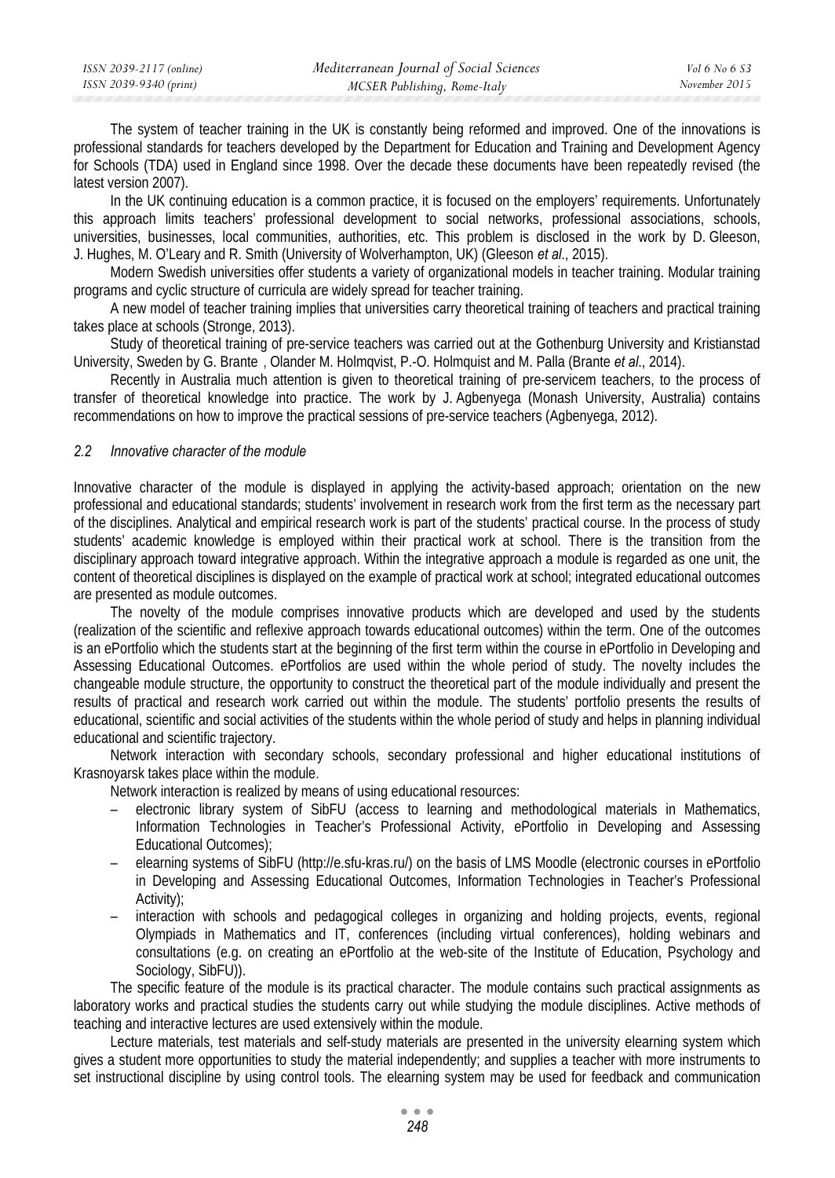The system of teacher training in the UK is constantly being reformed and improved. One of the innovations is professional standards for teachers developed by the Department for Education and Training and Development Agency for Schools (TDA) used in England since 1998. Over the decade these documents have been repeatedly revised (the latest version 2007).

In the UK continuing education is a common practice, it is focused on the employers' requirements. Unfortunately this approach limits teachers' professional development to social networks, professional associations, schools, universities, businesses, local communities, authorities, etc. This problem is disclosed in the work by D. Gleeson, J. Hughes, M. O'Leary and R. Smith (University of Wolverhampton, UK) (Gleeson *et al*., 2015).

Modern Swedish universities offer students a variety of organizational models in teacher training. Modular training programs and cyclic structure of curricula are widely spread for teacher training.

A new model of teacher training implies that universities carry theoretical training of teachers and practical training takes place at schools (Stronge, 2013).

Study of theoretical training of pre-service teachers was carried out at the Gothenburg University and Kristianstad University, Sweden by G. Brante , Olander M. Holmqvist, P.-O. Holmquist and M. Palla (Brante *et al*., 2014).

Recently in Australia much attention is given to theoretical training of pre-servicem teachers, to the process of transfer of theoretical knowledge into practice. The work by J. Agbenyega (Monash University, Australia) contains recommendations on how to improve the practical sessions of pre-service teachers (Agbenyega, 2012).

### *2.2 Innovative character of the module*

Innovative character of the module is displayed in applying the activity-based approach; orientation on the new professional and educational standards; students' involvement in research work from the first term as the necessary part of the disciplines. Analytical and empirical research work is part of the students' practical course. In the process of study students' academic knowledge is employed within their practical work at school. There is the transition from the disciplinary approach toward integrative approach. Within the integrative approach a module is regarded as one unit, the content of theoretical disciplines is displayed on the example of practical work at school; integrated educational outcomes are presented as module outcomes.

The novelty of the module comprises innovative products which are developed and used by the students (realization of the scientific and reflexive approach towards educational outcomes) within the term. One of the outcomes is an ePortfolio which the students start at the beginning of the first term within the course in ePortfolio in Developing and Assessing Educational Outcomes. ePortfolios are used within the whole period of study. The novelty includes the changeable module structure, the opportunity to construct the theoretical part of the module individually and present the results of practical and research work carried out within the module. The students' portfolio presents the results of educational, scientific and social activities of the students within the whole period of study and helps in planning individual educational and scientific trajectory.

Network interaction with secondary schools, secondary professional and higher educational institutions of Krasnoyarsk takes place within the module.

Network interaction is realized by means of using educational resources:

- electronic library system of SibFU (access to learning and methodological materials in Mathematics, Information Technologies in Teacher's Professional Activity, ePortfolio in Developing and Assessing Educational Outcomes);
- elearning systems of SibFU (http://e.sfu-kras.ru/) on the basis of LMS Moodle (electronic courses in ePortfolio in Developing and Assessing Educational Outcomes, Information Technologies in Teacher's Professional Activity);
- interaction with schools and pedagogical colleges in organizing and holding projects, events, regional Olympiads in Mathematics and IT, conferences (including virtual conferences), holding webinars and consultations (e.g. on creating an ePortfolio at the web-site of the Institute of Education, Psychology and Sociology, SibFU)).

The specific feature of the module is its practical character. The module contains such practical assignments as laboratory works and practical studies the students carry out while studying the module disciplines. Active methods of teaching and interactive lectures are used extensively within the module.

Lecture materials, test materials and self-study materials are presented in the university elearning system which gives a student more opportunities to study the material independently; and supplies a teacher with more instruments to set instructional discipline by using control tools. The elearning system may be used for feedback and communication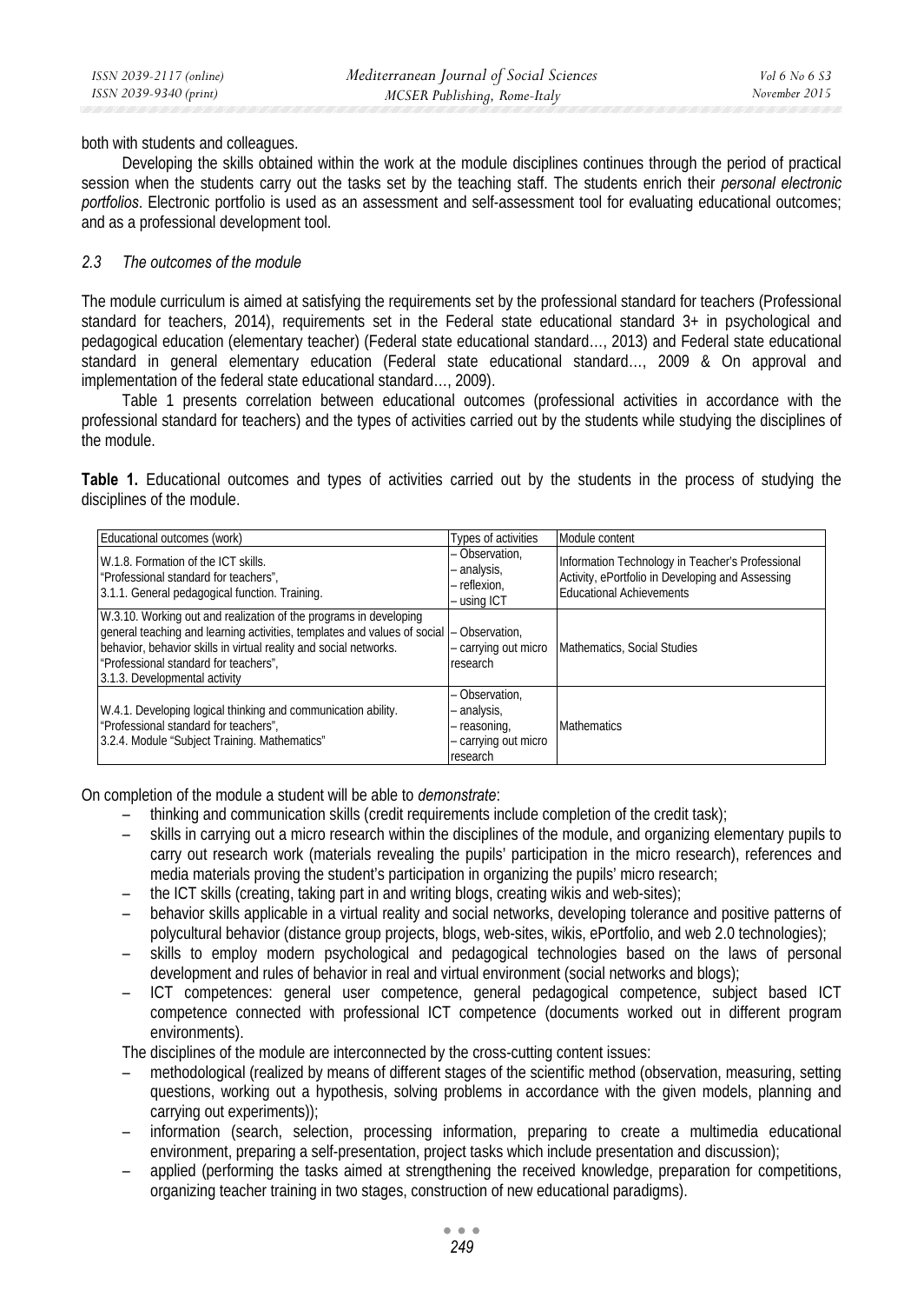both with students and colleagues.

Developing the skills obtained within the work at the module disciplines continues through the period of practical session when the students carry out the tasks set by the teaching staff. The students enrich their *personal electronic portfolios*. Electronic portfolio is used as an assessment and self-assessment tool for evaluating educational outcomes; and as a professional development tool.

### *2.3 The outcomes of the module*

The module curriculum is aimed at satisfying the requirements set by the professional standard for teachers (Professional standard for teachers, 2014), requirements set in the Federal state educational standard 3+ in psychological and pedagogical education (elementary teacher) (Federal state educational standard…, 2013) and Federal state educational standard in general elementary education (Federal state educational standard…, 2009 & On approval and implementation of the federal state educational standard…, 2009).

Table 1 presents correlation between educational outcomes (professional activities in accordance with the professional standard for teachers) and the types of activities carried out by the students while studying the disciplines of the module.

**Table 1.** Educational outcomes and types of activities carried out by the students in the process of studying the disciplines of the module.

| Educational outcomes (work) | Types of activities | Module content |
|---|---|---|
| W.1.8. Formation of the ICT skills. "Professional standard for teachers", 3.1.1. General pedagogical function. Training. | – Observation, – analysis, – reflexion, – using ICT | Information Technology in Teacher's Professional Activity, ePortfolio in Developing and Assessing Educational Achievements |
| W.3.10. Working out and realization of the programs in developing general teaching and learning activities, templates and values of social behavior, behavior skills in virtual reality and social networks. "Professional standard for teachers", 3.1.3. Developmental activity | – Observation, – carrying out micro research | Mathematics, Social Studies |
| W.4.1. Developing logical thinking and communication ability. "Professional standard for teachers", 3.2.4. Module "Subject Training. Mathematics" | – Observation, – analysis, – reasoning, – carrying out micro research | Mathematics |

On completion of the module a student will be able to *demonstrate*:

- thinking and communication skills (credit requirements include completion of the credit task);
- skills in carrying out a micro research within the disciplines of the module, and organizing elementary pupils to carry out research work (materials revealing the pupils' participation in the micro research), references and media materials proving the student's participation in organizing the pupils' micro research;
- the ICT skills (creating, taking part in and writing blogs, creating wikis and web-sites);
- behavior skills applicable in a virtual reality and social networks, developing tolerance and positive patterns of polycultural behavior (distance group projects, blogs, web-sites, wikis, ePortfolio, and web 2.0 technologies);
- skills to employ modern psychological and pedagogical technologies based on the laws of personal development and rules of behavior in real and virtual environment (social networks and blogs);
- ICT competences: general user competence, general pedagogical competence, subject based ICT competence connected with professional ICT competence (documents worked out in different program environments).

The disciplines of the module are interconnected by the cross-cutting content issues:

- methodological (realized by means of different stages of the scientific method (observation, measuring, setting questions, working out a hypothesis, solving problems in accordance with the given models, planning and carrying out experiments));
- information (search, selection, processing information, preparing to create a multimedia educational environment, preparing a self-presentation, project tasks which include presentation and discussion);
- applied (performing the tasks aimed at strengthening the received knowledge, preparation for competitions, organizing teacher training in two stages, construction of new educational paradigms).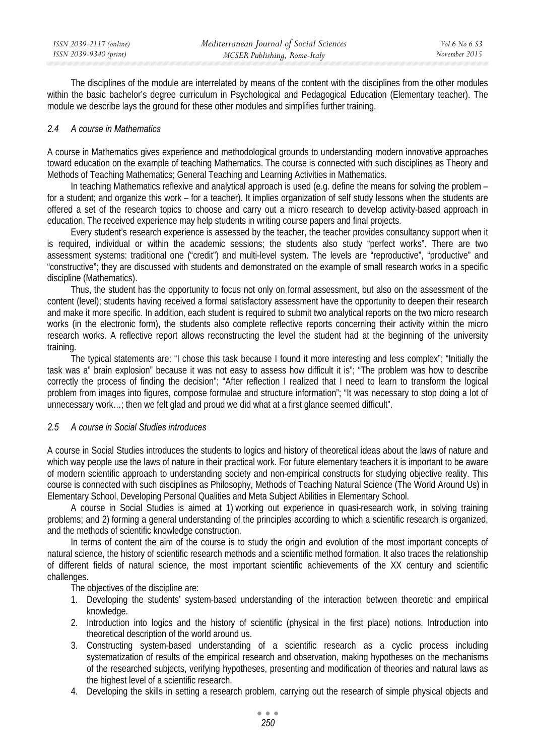The disciplines of the module are interrelated by means of the content with the disciplines from the other modules within the basic bachelor's degree curriculum in Psychological and Pedagogical Education (Elementary teacher). The module we describe lays the ground for these other modules and simplifies further training.

### *2.4 A course in Mathematics*

A course in Mathematics gives experience and methodological grounds to understanding modern innovative approaches toward education on the example of teaching Mathematics. The course is connected with such disciplines as Theory and Methods of Teaching Mathematics; General Teaching and Learning Activities in Mathematics.

In teaching Mathematics reflexive and analytical approach is used (e.g. define the means for solving the problem – for a student; and organize this work – for a teacher). It implies organization of self study lessons when the students are offered a set of the research topics to choose and carry out a micro research to develop activity-based approach in education. The received experience may help students in writing course papers and final projects.

Every student's research experience is assessed by the teacher, the teacher provides consultancy support when it is required, individual or within the academic sessions; the students also study "perfect works". There are two assessment systems: traditional one ("credit") and multi-level system. The levels are "reproductive", "productive" and "constructive"; they are discussed with students and demonstrated on the example of small research works in a specific discipline (Mathematics).

Thus, the student has the opportunity to focus not only on formal assessment, but also on the assessment of the content (level); students having received a formal satisfactory assessment have the opportunity to deepen their research and make it more specific. In addition, each student is required to submit two analytical reports on the two micro research works (in the electronic form), the students also complete reflective reports concerning their activity within the micro research works. A reflective report allows reconstructing the level the student had at the beginning of the university training.

The typical statements are: "I chose this task because I found it more interesting and less complex"; "Initially the task was a" brain explosion" because it was not easy to assess how difficult it is"; "The problem was how to describe correctly the process of finding the decision"; "After reflection I realized that I need to learn to transform the logical problem from images into figures, compose formulae and structure information"; "It was necessary to stop doing a lot of unnecessary work…; then we felt glad and proud we did what at a first glance seemed difficult".

### *2.5 A course in Social Studies introduces*

A course in Social Studies introduces the students to logics and history of theoretical ideas about the laws of nature and which way people use the laws of nature in their practical work. For future elementary teachers it is important to be aware of modern scientific approach to understanding society and non-empirical constructs for studying objective reality. This course is connected with such disciplines as Philosophy, Methods of Teaching Natural Science (The World Around Us) in Elementary School, Developing Personal Qualities and Meta Subject Abilities in Elementary School.

A course in Social Studies is aimed at 1) working out experience in quasi-research work, in solving training problems; and 2) forming a general understanding of the principles according to which a scientific research is organized, and the methods of scientific knowledge construction.

In terms of content the aim of the course is to study the origin and evolution of the most important concepts of natural science, the history of scientific research methods and a scientific method formation. It also traces the relationship of different fields of natural science, the most important scientific achievements of the XX century and scientific challenges.

The objectives of the discipline are:

1. Developing the students' system-based understanding of the interaction between theoretic and empirical knowledge.
2. Introduction into logics and the history of scientific (physical in the first place) notions. Introduction into theoretical description of the world around us.
3. Constructing system-based understanding of a scientific research as a cyclic process including systematization of results of the empirical research and observation, making hypotheses on the mechanisms of the researched subjects, verifying hypotheses, presenting and modification of theories and natural laws as the highest level of a scientific research.
4. Developing the skills in setting a research problem, carrying out the research of simple physical objects and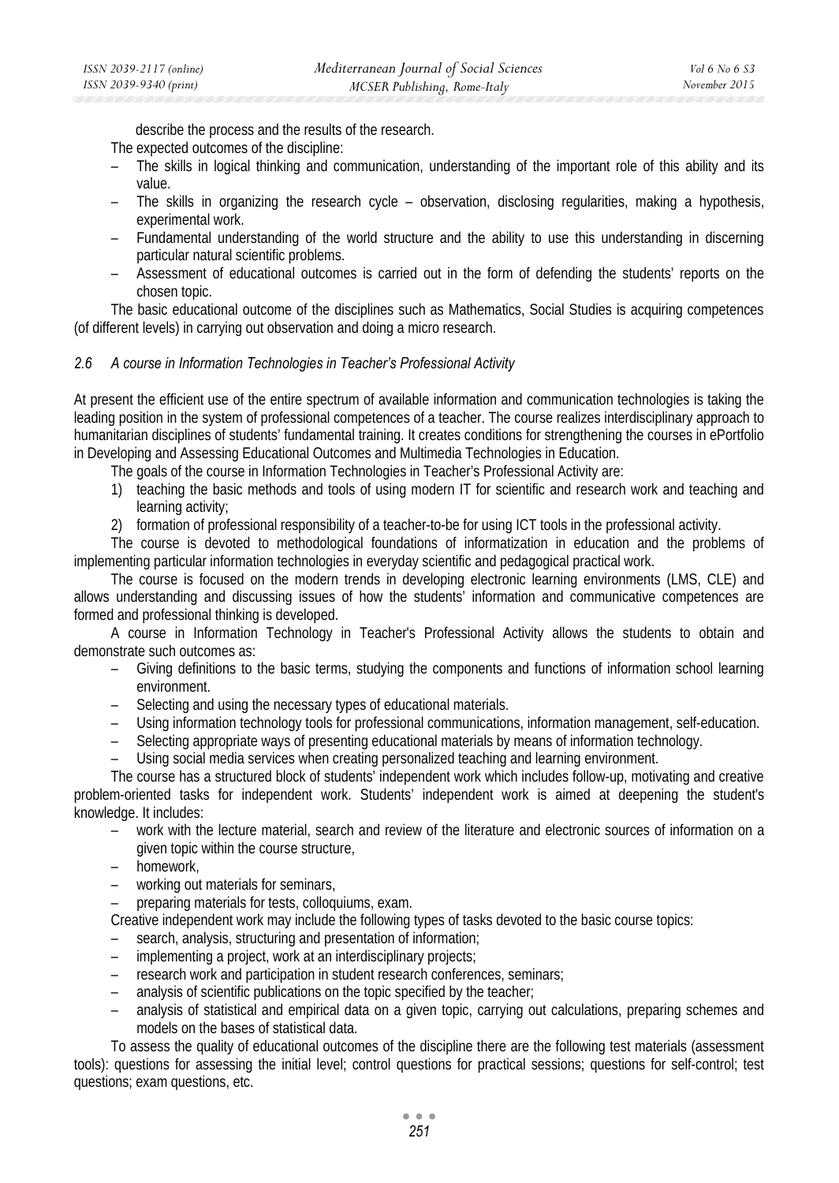describe the process and the results of the research.

The expected outcomes of the discipline:

- The skills in logical thinking and communication, understanding of the important role of this ability and its value.
- The skills in organizing the research cycle – observation, disclosing regularities, making a hypothesis, experimental work.
- Fundamental understanding of the world structure and the ability to use this understanding in discerning particular natural scientific problems.
- Assessment of educational outcomes is carried out in the form of defending the students' reports on the chosen topic.

The basic educational outcome of the disciplines such as Mathematics, Social Studies is acquiring competences (of different levels) in carrying out observation and doing a micro research.

### *2.6 A course in Information Technologies in Teacher's Professional Activity*

At present the efficient use of the entire spectrum of available information and communication technologies is taking the leading position in the system of professional competences of a teacher. The course realizes interdisciplinary approach to humanitarian disciplines of students' fundamental training. It creates conditions for strengthening the courses in ePortfolio in Developing and Assessing Educational Outcomes and Multimedia Technologies in Education.

The goals of the course in Information Technologies in Teacher's Professional Activity are:

1) teaching the basic methods and tools of using modern IT for scientific and research work and teaching and learning activity;
2) formation of professional responsibility of a teacher-to-be for using ICT tools in the professional activity.

The course is devoted to methodological foundations of informatization in education and the problems of implementing particular information technologies in everyday scientific and pedagogical practical work.

The course is focused on the modern trends in developing electronic learning environments (LMS, CLE) and allows understanding and discussing issues of how the students' information and communicative competences are formed and professional thinking is developed.

A course in Information Technology in Teacher's Professional Activity allows the students to obtain and demonstrate such outcomes as:

- Giving definitions to the basic terms, studying the components and functions of information school learning environment.
- Selecting and using the necessary types of educational materials.
- Using information technology tools for professional communications, information management, self-education.
- Selecting appropriate ways of presenting educational materials by means of information technology.
- Using social media services when creating personalized teaching and learning environment.

The course has a structured block of students' independent work which includes follow-up, motivating and creative problem-oriented tasks for independent work. Students' independent work is aimed at deepening the student's knowledge. It includes:

- work with the lecture material, search and review of the literature and electronic sources of information on a given topic within the course structure,
- homework,
- working out materials for seminars,
- preparing materials for tests, colloquiums, exam.

Creative independent work may include the following types of tasks devoted to the basic course topics:

- search, analysis, structuring and presentation of information;
- implementing a project, work at an interdisciplinary projects;
- research work and participation in student research conferences, seminars;
- analysis of scientific publications on the topic specified by the teacher;
- analysis of statistical and empirical data on a given topic, carrying out calculations, preparing schemes and models on the bases of statistical data.

To assess the quality of educational outcomes of the discipline there are the following test materials (assessment tools): questions for assessing the initial level; control questions for practical sessions; questions for self-control; test questions; exam questions, etc.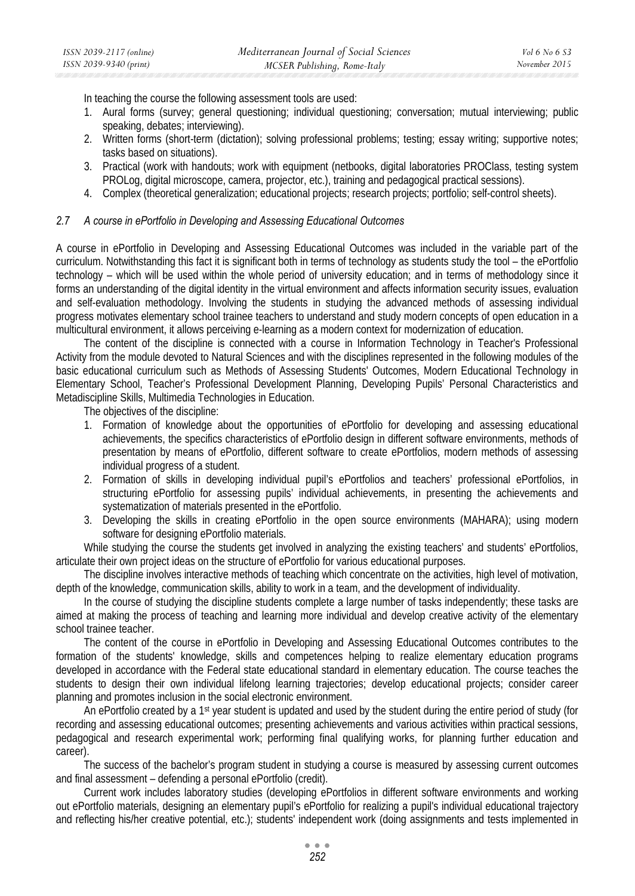In teaching the course the following assessment tools are used:

1. Aural forms (survey; general questioning; individual questioning; conversation; mutual interviewing; public speaking, debates; interviewing).
2. Written forms (short-term (dictation); solving professional problems; testing; essay writing; supportive notes; tasks based on situations).
3. Practical (work with handouts; work with equipment (netbooks, digital laboratories PROClass, testing system PROLog, digital microscope, camera, projector, etc.), training and pedagogical practical sessions).
4. Complex (theoretical generalization; educational projects; research projects; portfolio; self-control sheets).

### *2.7 A course in ePortfolio in Developing and Assessing Educational Outcomes*

A course in ePortfolio in Developing and Assessing Educational Outcomes was included in the variable part of the curriculum. Notwithstanding this fact it is significant both in terms of technology as students study the tool – the ePortfolio technology – which will be used within the whole period of university education; and in terms of methodology since it forms an understanding of the digital identity in the virtual environment and affects information security issues, evaluation and self-evaluation methodology. Involving the students in studying the advanced methods of assessing individual progress motivates elementary school trainee teachers to understand and study modern concepts of open education in a multicultural environment, it allows perceiving e-learning as a modern context for modernization of education.

The content of the discipline is connected with a course in Information Technology in Teacher's Professional Activity from the module devoted to Natural Sciences and with the disciplines represented in the following modules of the basic educational curriculum such as Methods of Assessing Students' Outcomes, Modern Educational Technology in Elementary School, Teacher's Professional Development Planning, Developing Pupils' Personal Characteristics and Metadiscipline Skills, Multimedia Technologies in Education.

The objectives of the discipline:

1. Formation of knowledge about the opportunities of ePortfolio for developing and assessing educational achievements, the specifics characteristics of ePortfolio design in different software environments, methods of presentation by means of ePortfolio, different software to create ePortfolios, modern methods of assessing individual progress of a student.
2. Formation of skills in developing individual pupil's ePortfolios and teachers' professional ePortfolios, in structuring ePortfolio for assessing pupils' individual achievements, in presenting the achievements and systematization of materials presented in the ePortfolio.
3. Developing the skills in creating ePortfolio in the open source environments (MAHARA); using modern software for designing ePortfolio materials.

While studying the course the students get involved in analyzing the existing teachers' and students' ePortfolios, articulate their own project ideas on the structure of ePortfolio for various educational purposes.

The discipline involves interactive methods of teaching which concentrate on the activities, high level of motivation, depth of the knowledge, communication skills, ability to work in a team, and the development of individuality.

In the course of studying the discipline students complete a large number of tasks independently; these tasks are aimed at making the process of teaching and learning more individual and develop creative activity of the elementary school trainee teacher.

The content of the course in ePortfolio in Developing and Assessing Educational Outcomes contributes to the formation of the students' knowledge, skills and competences helping to realize elementary education programs developed in accordance with the Federal state educational standard in elementary education. The course teaches the students to design their own individual lifelong learning trajectories; develop educational projects; consider career planning and promotes inclusion in the social electronic environment.

An ePortfolio created by a 1st year student is updated and used by the student during the entire period of study (for recording and assessing educational outcomes; presenting achievements and various activities within practical sessions, pedagogical and research experimental work; performing final qualifying works, for planning further education and career).

The success of the bachelor's program student in studying a course is measured by assessing current outcomes and final assessment – defending a personal ePortfolio (credit).

Current work includes laboratory studies (developing ePortfolios in different software environments and working out ePortfolio materials, designing an elementary pupil's ePortfolio for realizing a pupil's individual educational trajectory and reflecting his/her creative potential, etc.); students' independent work (doing assignments and tests implemented in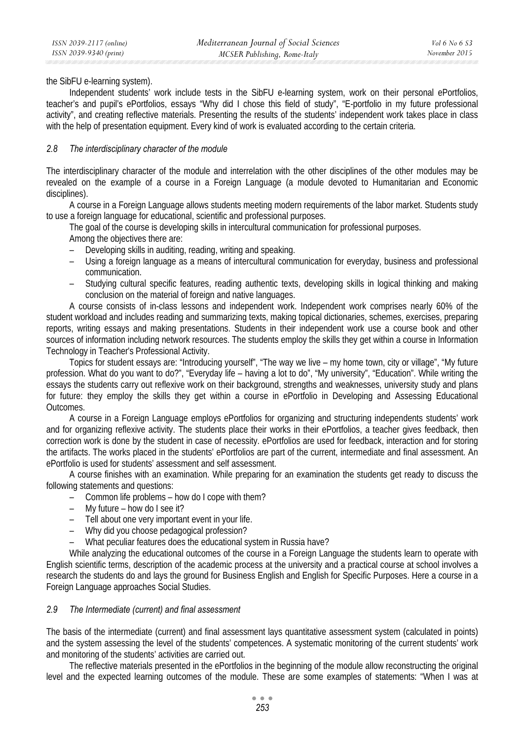the SibFU e-learning system).

Independent students' work include tests in the SibFU e-learning system, work on their personal ePortfolios, teacher's and pupil's ePortfolios, essays "Why did I chose this field of study", "E-portfolio in my future professional activity", and creating reflective materials. Presenting the results of the students' independent work takes place in class with the help of presentation equipment. Every kind of work is evaluated according to the certain criteria.

### *2.8 The interdisciplinary character of the module*

The interdisciplinary character of the module and interrelation with the other disciplines of the other modules may be revealed on the example of a course in a Foreign Language (a module devoted to Humanitarian and Economic disciplines).

A course in a Foreign Language allows students meeting modern requirements of the labor market. Students study to use a foreign language for educational, scientific and professional purposes.

The goal of the course is developing skills in intercultural communication for professional purposes.

Among the objectives there are:

- Developing skills in auditing, reading, writing and speaking.
- Using a foreign language as a means of intercultural communication for everyday, business and professional communication.
- Studying cultural specific features, reading authentic texts, developing skills in logical thinking and making conclusion on the material of foreign and native languages.

A course consists of in-class lessons and independent work. Independent work comprises nearly 60% of the student workload and includes reading and summarizing texts, making topical dictionaries, schemes, exercises, preparing reports, writing essays and making presentations. Students in their independent work use a course book and other sources of information including network resources. The students employ the skills they get within a course in Information Technology in Teacher's Professional Activity.

Topics for student essays are: "Introducing yourself", "The way we live – my home town, city or village", "My future profession. What do you want to do?", "Everyday life – having a lot to do", "My university", "Education". While writing the essays the students carry out reflexive work on their background, strengths and weaknesses, university study and plans for future: they employ the skills they get within a course in ePortfolio in Developing and Assessing Educational Outcomes.

A course in a Foreign Language employs ePortfolios for organizing and structuring independents students' work and for organizing reflexive activity. The students place their works in their ePortfolios, a teacher gives feedback, then correction work is done by the student in case of necessity. ePortfolios are used for feedback, interaction and for storing the artifacts. The works placed in the students' ePortfolios are part of the current, intermediate and final assessment. An ePortfolio is used for students' assessment and self assessment.

A course finishes with an examination. While preparing for an examination the students get ready to discuss the following statements and questions:

- Common life problems – how do I cope with them?
- My future – how do I see it?
- Tell about one very important event in your life.
- Why did you choose pedagogical profession?
- What peculiar features does the educational system in Russia have?

While analyzing the educational outcomes of the course in a Foreign Language the students learn to operate with English scientific terms, description of the academic process at the university and a practical course at school involves a research the students do and lays the ground for Business English and English for Specific Purposes. Here a course in a Foreign Language approaches Social Studies.

### *2.9 The Intermediate (current) and final assessment*

The basis of the intermediate (current) and final assessment lays quantitative assessment system (calculated in points) and the system assessing the level of the students' competences. A systematic monitoring of the current students' work and monitoring of the students' activities are carried out.

The reflective materials presented in the ePortfolios in the beginning of the module allow reconstructing the original level and the expected learning outcomes of the module. These are some examples of statements: "When I was at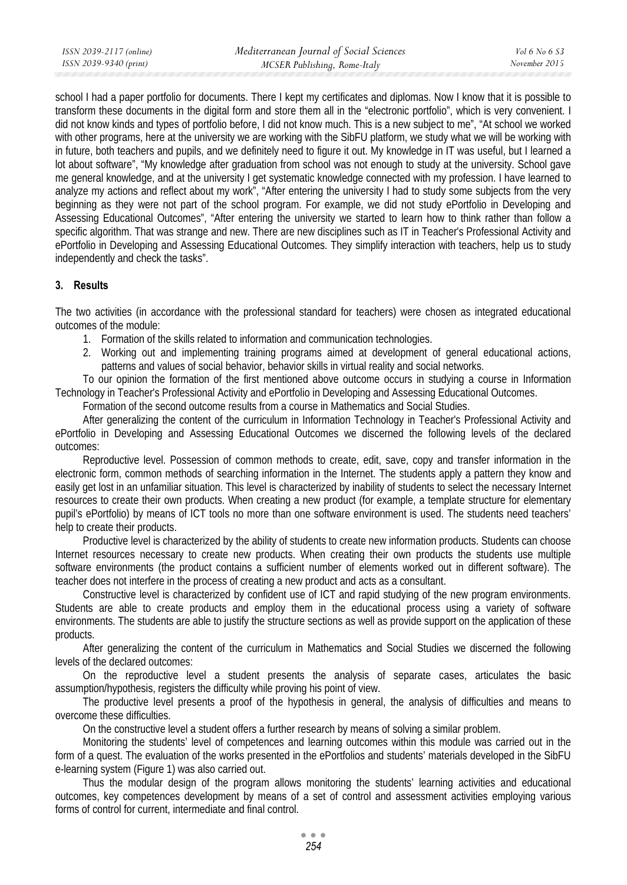school I had a paper portfolio for documents. There I kept my certificates and diplomas. Now I know that it is possible to transform these documents in the digital form and store them all in the "electronic portfolio", which is very convenient. I did not know kinds and types of portfolio before, I did not know much. This is a new subject to me", "At school we worked with other programs, here at the university we are working with the SibFU platform, we study what we will be working with in future, both teachers and pupils, and we definitely need to figure it out. My knowledge in IT was useful, but I learned a lot about software", "My knowledge after graduation from school was not enough to study at the university. School gave me general knowledge, and at the university I get systematic knowledge connected with my profession. I have learned to analyze my actions and reflect about my work", "After entering the university I had to study some subjects from the very beginning as they were not part of the school program. For example, we did not study ePortfolio in Developing and Assessing Educational Outcomes", "After entering the university we started to learn how to think rather than follow a specific algorithm. That was strange and new. There are new disciplines such as IT in Teacher's Professional Activity and ePortfolio in Developing and Assessing Educational Outcomes. They simplify interaction with teachers, help us to study independently and check the tasks".

## 3. Results

The two activities (in accordance with the professional standard for teachers) were chosen as integrated educational outcomes of the module:

1. Formation of the skills related to information and communication technologies.
2. Working out and implementing training programs aimed at development of general educational actions, patterns and values of social behavior, behavior skills in virtual reality and social networks.

To our opinion the formation of the first mentioned above outcome occurs in studying a course in Information Technology in Teacher's Professional Activity and ePortfolio in Developing and Assessing Educational Outcomes.

Formation of the second outcome results from a course in Mathematics and Social Studies.

After generalizing the content of the curriculum in Information Technology in Teacher's Professional Activity and ePortfolio in Developing and Assessing Educational Outcomes we discerned the following levels of the declared outcomes:

Reproductive level. Possession of common methods to create, edit, save, copy and transfer information in the electronic form, common methods of searching information in the Internet. The students apply a pattern they know and easily get lost in an unfamiliar situation. This level is characterized by inability of students to select the necessary Internet resources to create their own products. When creating a new product (for example, a template structure for elementary pupil's ePortfolio) by means of ICT tools no more than one software environment is used. The students need teachers' help to create their products.

Productive level is characterized by the ability of students to create new information products. Students can choose Internet resources necessary to create new products. When creating their own products the students use multiple software environments (the product contains a sufficient number of elements worked out in different software). The teacher does not interfere in the process of creating a new product and acts as a consultant.

Constructive level is characterized by confident use of ICT and rapid studying of the new program environments. Students are able to create products and employ them in the educational process using a variety of software environments. The students are able to justify the structure sections as well as provide support on the application of these products.

After generalizing the content of the curriculum in Mathematics and Social Studies we discerned the following levels of the declared outcomes:

On the reproductive level a student presents the analysis of separate cases, articulates the basic assumption/hypothesis, registers the difficulty while proving his point of view.

The productive level presents a proof of the hypothesis in general, the analysis of difficulties and means to overcome these difficulties.

On the constructive level a student offers a further research by means of solving a similar problem.

Monitoring the students' level of competences and learning outcomes within this module was carried out in the form of a quest. The evaluation of the works presented in the ePortfolios and students' materials developed in the SibFU e-learning system (Figure 1) was also carried out.

Thus the modular design of the program allows monitoring the students' learning activities and educational outcomes, key competences development by means of a set of control and assessment activities employing various forms of control for current, intermediate and final control.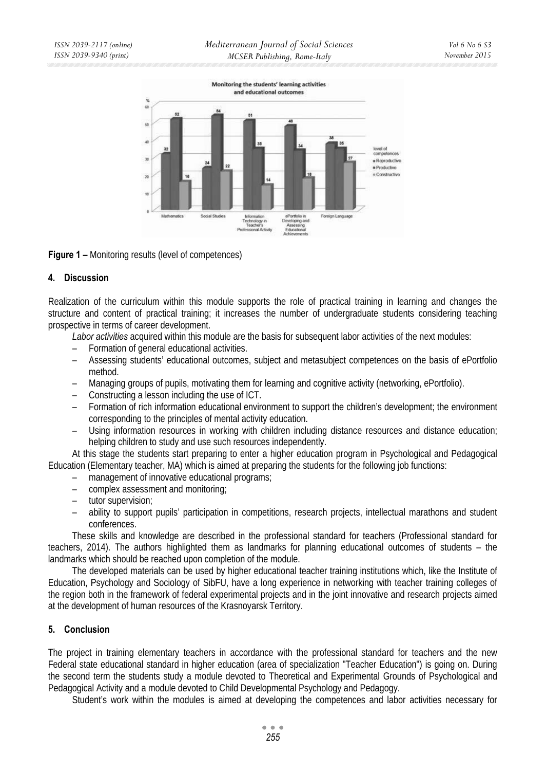**Figure 1 –** Monitoring results (level of competences)

## 4. Discussion

Realization of the curriculum within this module supports the role of practical training in learning and changes the structure and content of practical training; it increases the number of undergraduate students considering teaching prospective in terms of career development.

*Labor activities* acquired within this module are the basis for subsequent labor activities of the next modules:

- Formation of general educational activities.
- Assessing students' educational outcomes, subject and metasubject competences on the basis of ePortfolio method.
- Managing groups of pupils, motivating them for learning and cognitive activity (networking, ePortfolio).
- Constructing a lesson including the use of ICT.
- Formation of rich information educational environment to support the children's development; the environment corresponding to the principles of mental activity education.
- Using information resources in working with children including distance resources and distance education; helping children to study and use such resources independently.

At this stage the students start preparing to enter a higher education program in Psychological and Pedagogical Education (Elementary teacher, MA) which is aimed at preparing the students for the following job functions:

- management of innovative educational programs;
- complex assessment and monitoring;
- tutor supervision;
- ability to support pupils' participation in competitions, research projects, intellectual marathons and student conferences.

These skills and knowledge are described in the professional standard for teachers (Professional standard for teachers, 2014). The authors highlighted them as landmarks for planning educational outcomes of students – the landmarks which should be reached upon completion of the module.

The developed materials can be used by higher educational teacher training institutions which, like the Institute of Education, Psychology and Sociology of SibFU, have a long experience in networking with teacher training colleges of the region both in the framework of federal experimental projects and in the joint innovative and research projects aimed at the development of human resources of the Krasnoyarsk Territory.

## 5. Conclusion

The project in training elementary teachers in accordance with the professional standard for teachers and the new Federal state educational standard in higher education (area of specialization "Teacher Education") is going on. During the second term the students study a module devoted to Theoretical and Experimental Grounds of Psychological and Pedagogical Activity and a module devoted to Child Developmental Psychology and Pedagogy.

Student's work within the modules is aimed at developing the competences and labor activities necessary for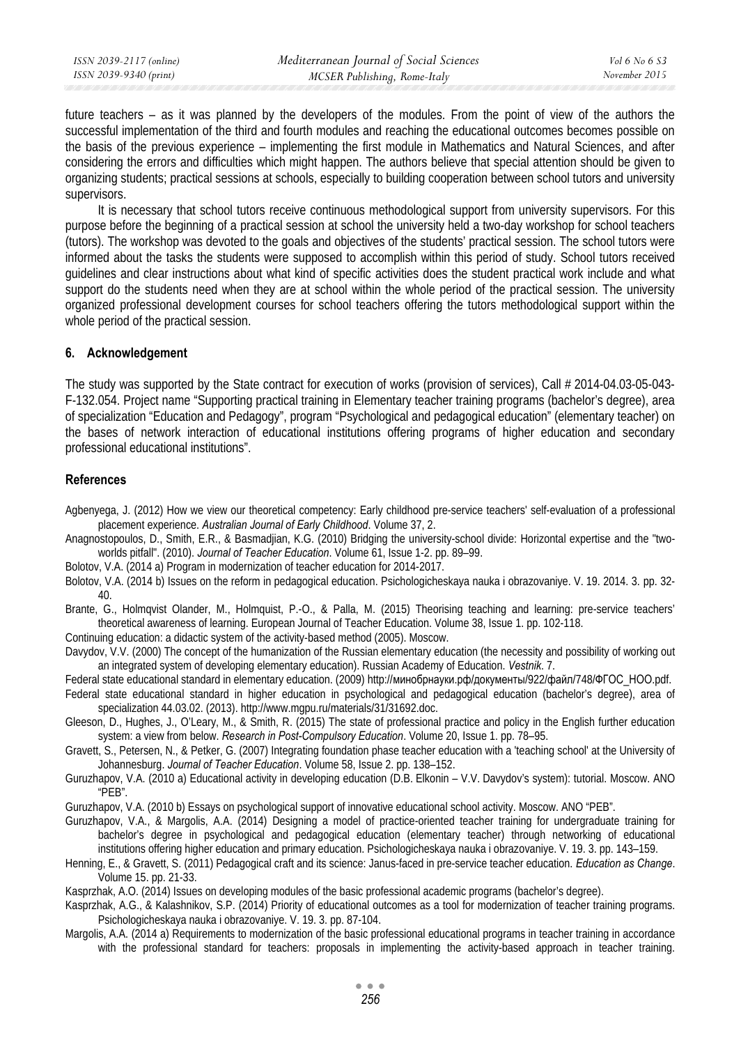future teachers – as it was planned by the developers of the modules. From the point of view of the authors the successful implementation of the third and fourth modules and reaching the educational outcomes becomes possible on the basis of the previous experience – implementing the first module in Mathematics and Natural Sciences, and after considering the errors and difficulties which might happen. The authors believe that special attention should be given to organizing students; practical sessions at schools, especially to building cooperation between school tutors and university supervisors.

It is necessary that school tutors receive continuous methodological support from university supervisors. For this purpose before the beginning of a practical session at school the university held a two-day workshop for school teachers (tutors). The workshop was devoted to the goals and objectives of the students' practical session. The school tutors were informed about the tasks the students were supposed to accomplish within this period of study. School tutors received guidelines and clear instructions about what kind of specific activities does the student practical work include and what support do the students need when they are at school within the whole period of the practical session. The university organized professional development courses for school teachers offering the tutors methodological support within the whole period of the practical session.

## 6. Acknowledgement

The study was supported by the State contract for execution of works (provision of services), Call # 2014-04.03-05-043-F-132.054. Project name "Supporting practical training in Elementary teacher training programs (bachelor's degree), area of specialization "Education and Pedagogy", program "Psychological and pedagogical education" (elementary teacher) on the bases of network interaction of educational institutions offering programs of higher education and secondary professional educational institutions".

## References

Agbenyega, J. (2012) How we view our theoretical competency: Early childhood pre-service teachers' self-evaluation of a professional placement experience. *Australian Journal of Early Childhood*. Volume 37, 2.

Anagnostopoulos, D., Smith, E.R., & Basmadjian, K.G. (2010) Bridging the university-school divide: Horizontal expertise and the "two-worlds pitfall". (2010). *Journal of Teacher Education*. Volume 61, Issue 1-2. pp. 89–99.

Bolotov, V.A. (2014 a) Program in modernization of teacher education for 2014-2017.

Bolotov, V.A. (2014 b) Issues on the reform in pedagogical education. Psichologicheskaya nauka i obrazovaniye. V. 19. 2014. 3. pp. 32-40.

Brante, G., Holmqvist Olander, M., Holmquist, P.-O., & Palla, M. (2015) Theorising teaching and learning: pre-service teachers' theoretical awareness of learning. European Journal of Teacher Education. Volume 38, Issue 1. pp. 102-118.

Continuing education: a didactic system of the activity-based method (2005). Moscow.

Davydov, V.V. (2000) The concept of the humanization of the Russian elementary education (the necessity and possibility of working out an integrated system of developing elementary education). Russian Academy of Education. *Vestnik*. 7.

Federal state educational standard in elementary education. (2009) http://минобрнауки.рф/документы/922/файл/748/ФГОС_НОО.pdf.

Federal state educational standard in higher education in psychological and pedagogical education (bachelor's degree), area of specialization 44.03.02. (2013). http://www.mgpu.ru/materials/31/31692.doc.

Gleeson, D., Hughes, J., O'Leary, M., & Smith, R. (2015) The state of professional practice and policy in the English further education system: a view from below. *Research in Post-Compulsory Education*. Volume 20, Issue 1. pp. 78–95.

Gravett, S., Petersen, N., & Petker, G. (2007) Integrating foundation phase teacher education with a 'teaching school' at the University of Johannesburg. *Journal of Teacher Education*. Volume 58, Issue 2. pp. 138–152.

Guruzhapov, V.A. (2010 a) Educational activity in developing education (D.B. Elkonin – V.V. Davydov's system): tutorial. Moscow. ANO "PEB".

Guruzhapov, V.A. (2010 b) Essays on psychological support of innovative educational school activity. Moscow. ANO "PEB".

Guruzhapov, V.A., & Margolis, A.A. (2014) Designing a model of practice-oriented teacher training for undergraduate training for bachelor's degree in psychological and pedagogical education (elementary teacher) through networking of educational institutions offering higher education and primary education. Psichologicheskaya nauka i obrazovaniye. V. 19. 3. pp. 143–159.

Henning, E., & Gravett, S. (2011) Pedagogical craft and its science: Janus-faced in pre-service teacher education. *Education as Change*. Volume 15. pp. 21-33.

Kasprzhak, A.O. (2014) Issues on developing modules of the basic professional academic programs (bachelor's degree).

Kasprzhak, A.G., & Kalashnikov, S.P. (2014) Priority of educational outcomes as a tool for modernization of teacher training programs. Psichologicheskaya nauka i obrazovaniye. V. 19. 3. pp. 87-104.

Margolis, A.A. (2014 a) Requirements to modernization of the basic professional educational programs in teacher training in accordance with the professional standard for teachers: proposals in implementing the activity-based approach in teacher training.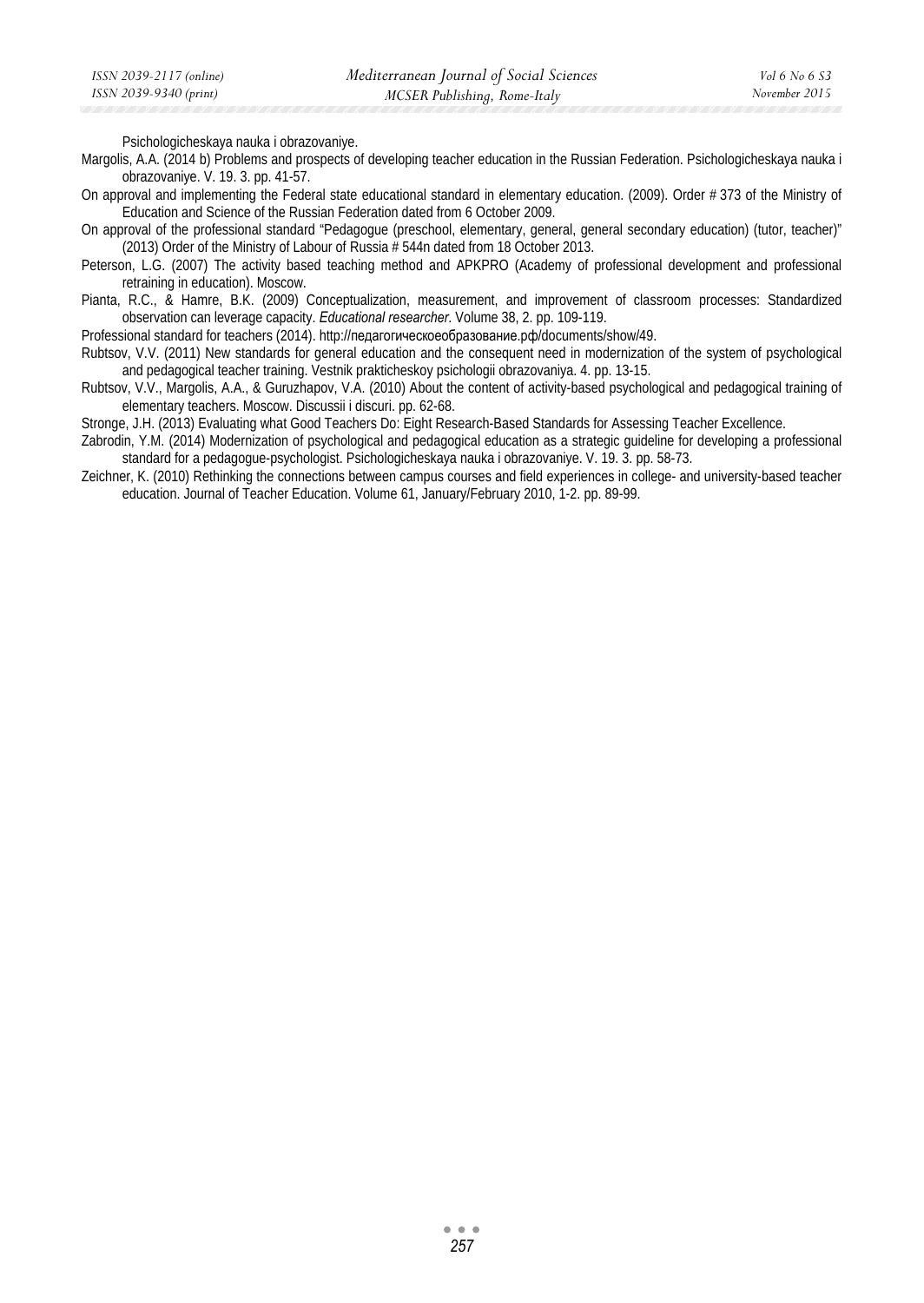Psichologicheskaya nauka i obrazovaniye.

Margolis, A.A. (2014 b) Problems and prospects of developing teacher education in the Russian Federation. Psichologicheskaya nauka i obrazovaniye. V. 19. 3. pp. 41-57.

On approval and implementing the Federal state educational standard in elementary education. (2009). Order # 373 of the Ministry of Education and Science of the Russian Federation dated from 6 October 2009.

On approval of the professional standard "Pedagogue (preschool, elementary, general, general secondary education) (tutor, teacher)" (2013) Order of the Ministry of Labour of Russia # 544n dated from 18 October 2013.

Peterson, L.G. (2007) The activity based teaching method and APKPRO (Academy of professional development and professional retraining in education). Moscow.

Pianta, R.C., & Hamre, B.K. (2009) Conceptualization, measurement, and improvement of classroom processes: Standardized observation can leverage capacity. *Educational researcher.* Volume 38, 2. pp. 109-119.

Professional standard for teachers (2014). http://педагогическоеобразование.рф/documents/show/49.

Rubtsov, V.V. (2011) New standards for general education and the consequent need in modernization of the system of psychological and pedagogical teacher training. Vestnik prakticheskoy psichologii obrazovaniya. 4. pp. 13-15.

Rubtsov, V.V., Margolis, A.A., & Guruzhapov, V.A. (2010) About the content of activity-based psychological and pedagogical training of elementary teachers. Moscow. Discussii i discuri. pp. 62-68.

Stronge, J.H. (2013) Evaluating what Good Teachers Do: Eight Research-Based Standards for Assessing Teacher Excellence.

Zabrodin, Y.M. (2014) Modernization of psychological and pedagogical education as a strategic guideline for developing a professional standard for a pedagogue-psychologist. Psichologicheskaya nauka i obrazovaniye. V. 19. 3. pp. 58-73.

Zeichner, K. (2010) Rethinking the connections between campus courses and field experiences in college- and university-based teacher education. Journal of Teacher Education. Volume 61, January/February 2010, 1-2. pp. 89-99.